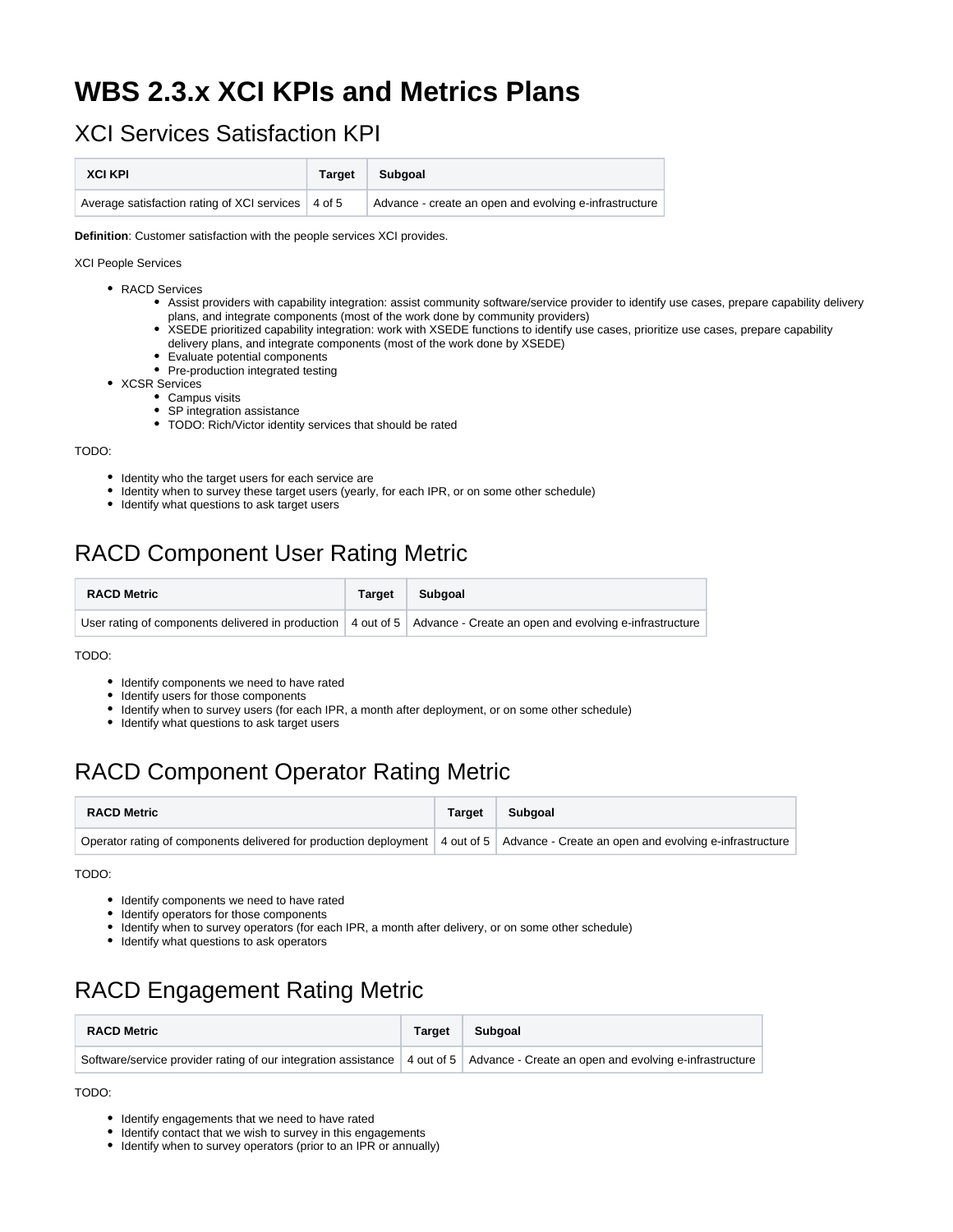# WBS 2.3.x XCI KPIs and Metrics Plans

## XCI Services Satisfaction KPI

| XCI KPI | Target | Subgoal |
|---|---|---|
| Average satisfaction rating of XCI services | 4 of 5 | Advance - create an open and evolving e-infrastructure |

**Definition**: Customer satisfaction with the people services XCI provides.

XCI People Services

- RACD Services
  - Assist providers with capability integration: assist community software/service provider to identify use cases, prepare capability delivery plans, and integrate components (most of the work done by community providers)
  - XSEDE prioritized capability integration: work with XSEDE functions to identify use cases, prioritize use cases, prepare capability delivery plans, and integrate components (most of the work done by XSEDE)
  - Evaluate potential components
  - Pre-production integrated testing
- XCSR Services
  - Campus visits
  - SP integration assistance
  - TODO: Rich/Victor identity services that should be rated

TODO:

- Identity who the target users for each service are
- Identity when to survey these target users (yearly, for each IPR, or on some other schedule)
- Identify what questions to ask target users

## RACD Component User Rating Metric

| RACD Metric | Target | Subgoal |
|---|---|---|
| User rating of components delivered in production | 4 out of 5 | Advance - Create an open and evolving e-infrastructure |

TODO:

- Identify components we need to have rated
- Identify users for those components
- Identify when to survey users (for each IPR, a month after deployment, or on some other schedule)
- Identify what questions to ask target users

## RACD Component Operator Rating Metric

| RACD Metric | Target | Subgoal |
|---|---|---|
| Operator rating of components delivered for production deployment | 4 out of 5 | Advance - Create an open and evolving e-infrastructure |

TODO:

- Identify components we need to have rated
- Identify operators for those components
- Identify when to survey operators (for each IPR, a month after delivery, or on some other schedule)
- Identify what questions to ask operators

## RACD Engagement Rating Metric

| RACD Metric | Target | Subgoal |
|---|---|---|
| Software/service provider rating of our integration assistance | 4 out of 5 | Advance - Create an open and evolving e-infrastructure |

TODO:

- Identify engagements that we need to have rated
- Identify contact that we wish to survey in this engagements
- Identify when to survey operators (prior to an IPR or annually)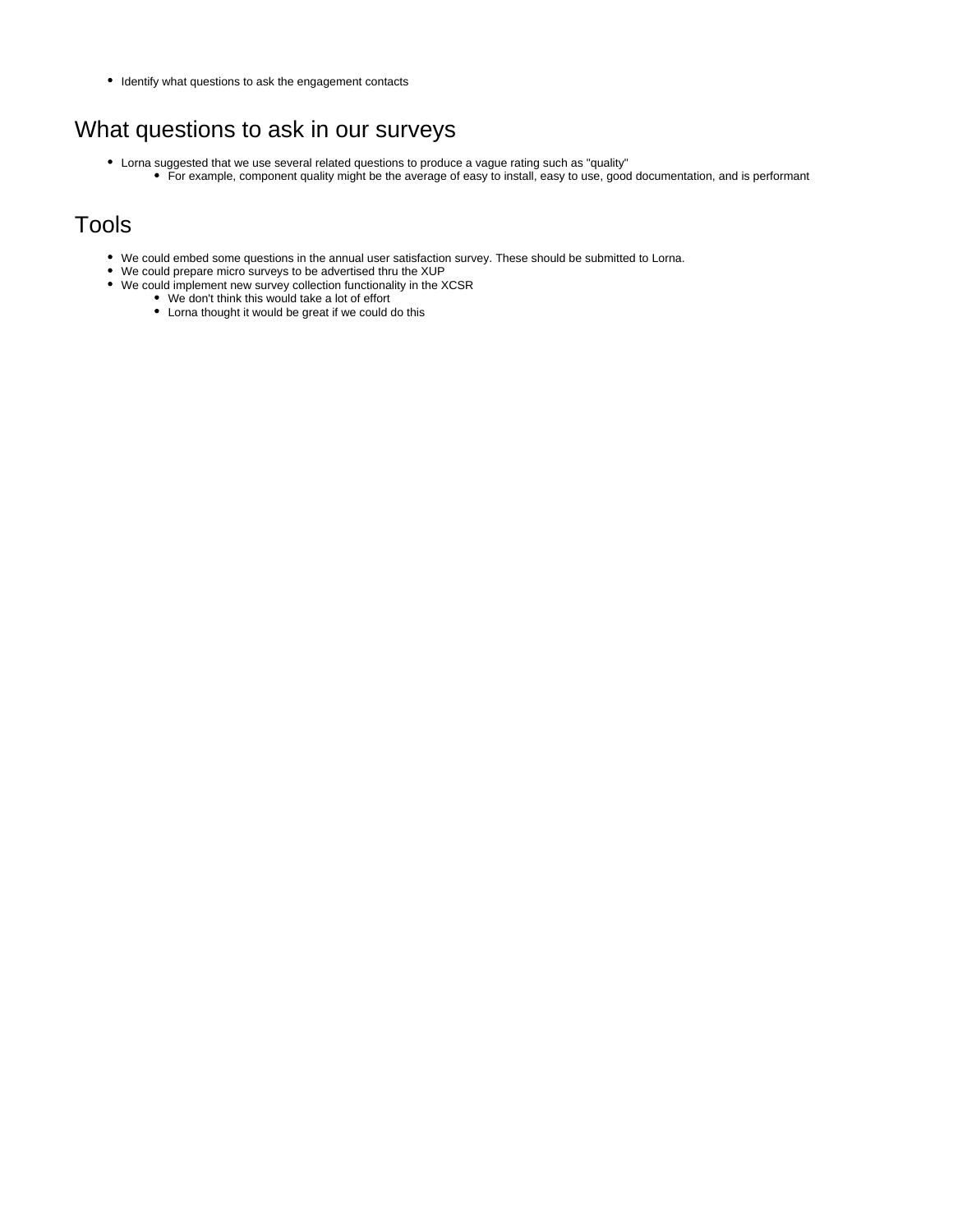- Identify what questions to ask the engagement contacts

## What questions to ask in our surveys

- Lorna suggested that we use several related questions to produce a vague rating such as "quality"
  - For example, component quality might be the average of easy to install, easy to use, good documentation, and is performant

## Tools

- We could embed some questions in the annual user satisfaction survey. These should be submitted to Lorna.
- We could prepare micro surveys to be advertised thru the XUP
- We could implement new survey collection functionality in the XCSR
  - We don't think this would take a lot of effort
  - Lorna thought it would be great if we could do this